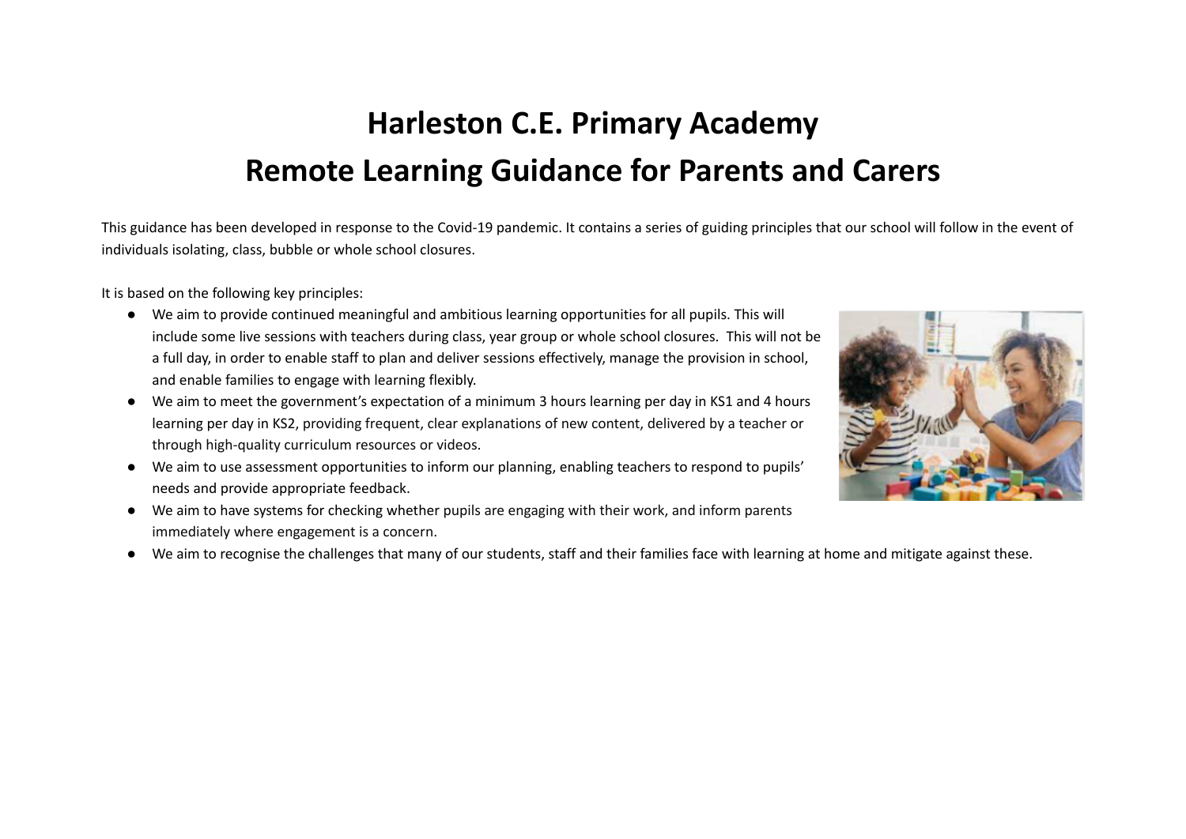# Harleston C.E. Primary Academy
# Remote Learning Guidance for Parents and Carers

This guidance has been developed in response to the Covid-19 pandemic. It contains a series of guiding principles that our school will follow in the event of individuals isolating, class, bubble or whole school closures.

It is based on the following key principles:

- We aim to provide continued meaningful and ambitious learning opportunities for all pupils. This will include some live sessions with teachers during class, year group or whole school closures. This will not be a full day, in order to enable staff to plan and deliver sessions effectively, manage the provision in school, and enable families to engage with learning flexibly.
- We aim to meet the government's expectation of a minimum 3 hours learning per day in KS1 and 4 hours learning per day in KS2, providing frequent, clear explanations of new content, delivered by a teacher or through high-quality curriculum resources or videos.
- We aim to use assessment opportunities to inform our planning, enabling teachers to respond to pupils' needs and provide appropriate feedback.
- We aim to have systems for checking whether pupils are engaging with their work, and inform parents immediately where engagement is a concern.
- We aim to recognise the challenges that many of our students, staff and their families face with learning at home and mitigate against these.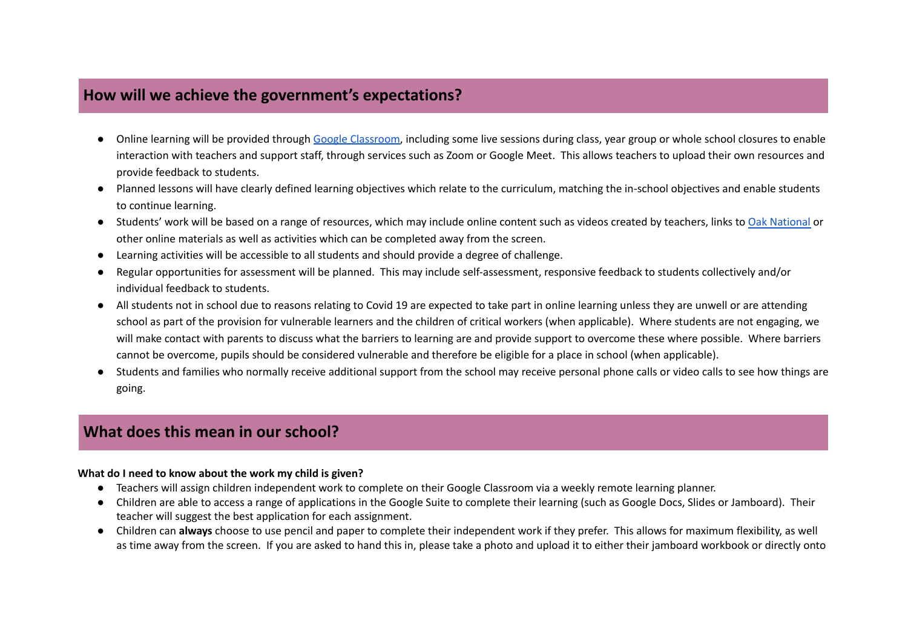## How will we achieve the government's expectations?

- Online learning will be provided through [Google Classroom](), including some live sessions during class, year group or whole school closures to enable interaction with teachers and support staff, through services such as Zoom or Google Meet. This allows teachers to upload their own resources and provide feedback to students.
- Planned lessons will have clearly defined learning objectives which relate to the curriculum, matching the in-school objectives and enable students to continue learning.
- Students' work will be based on a range of resources, which may include online content such as videos created by teachers, links to [Oak National]() or other online materials as well as activities which can be completed away from the screen.
- Learning activities will be accessible to all students and should provide a degree of challenge.
- Regular opportunities for assessment will be planned. This may include self-assessment, responsive feedback to students collectively and/or individual feedback to students.
- All students not in school due to reasons relating to Covid 19 are expected to take part in online learning unless they are unwell or are attending school as part of the provision for vulnerable learners and the children of critical workers (when applicable). Where students are not engaging, we will make contact with parents to discuss what the barriers to learning are and provide support to overcome these where possible. Where barriers cannot be overcome, pupils should be considered vulnerable and therefore be eligible for a place in school (when applicable).
- Students and families who normally receive additional support from the school may receive personal phone calls or video calls to see how things are going.

## What does this mean in our school?

**What do I need to know about the work my child is given?**

- Teachers will assign children independent work to complete on their Google Classroom via a weekly remote learning planner.
- Children are able to access a range of applications in the Google Suite to complete their learning (such as Google Docs, Slides or Jamboard). Their teacher will suggest the best application for each assignment.
- Children can **always** choose to use pencil and paper to complete their independent work if they prefer. This allows for maximum flexibility, as well as time away from the screen. If you are asked to hand this in, please take a photo and upload it to either their jamboard workbook or directly onto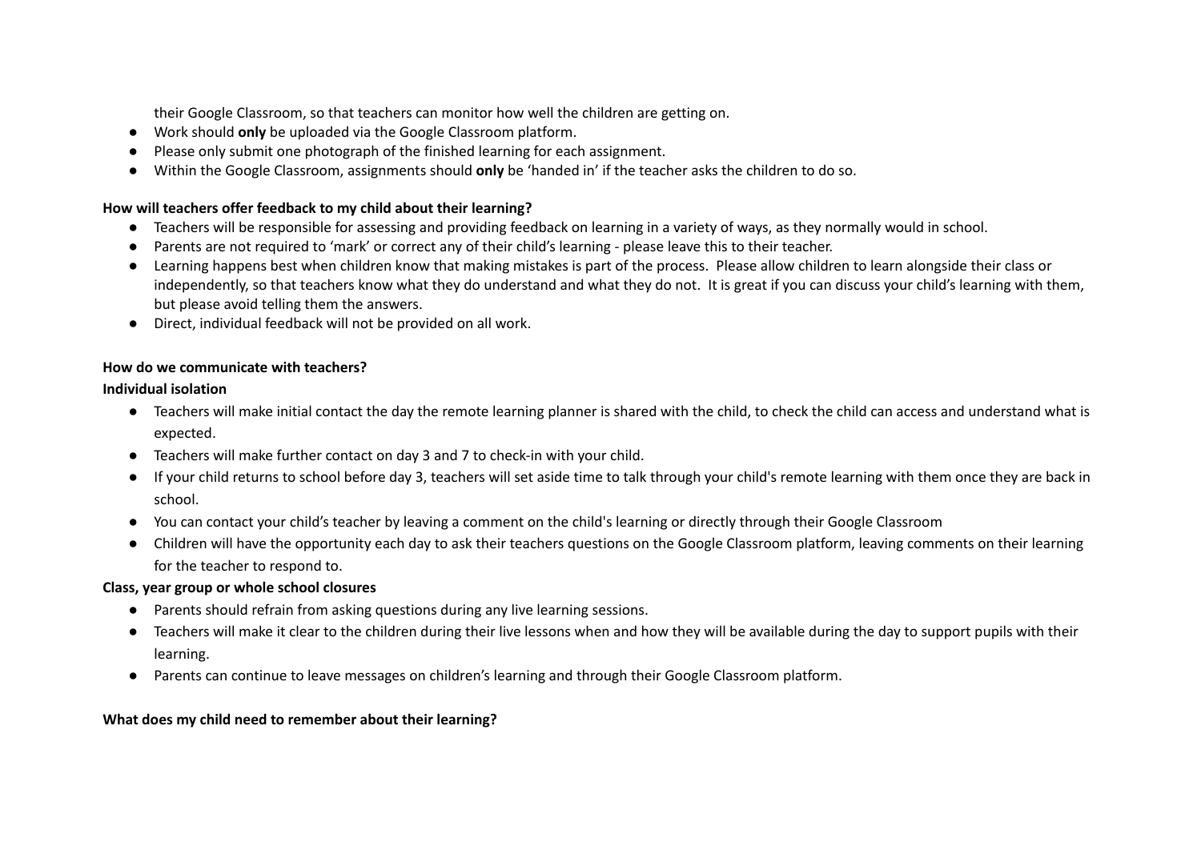their Google Classroom, so that teachers can monitor how well the children are getting on.

- Work should **only** be uploaded via the Google Classroom platform.
- Please only submit one photograph of the finished learning for each assignment.
- Within the Google Classroom, assignments should **only** be 'handed in' if the teacher asks the children to do so.

**How will teachers offer feedback to my child about their learning?**

- Teachers will be responsible for assessing and providing feedback on learning in a variety of ways, as they normally would in school.
- Parents are not required to 'mark' or correct any of their child's learning - please leave this to their teacher.
- Learning happens best when children know that making mistakes is part of the process. Please allow children to learn alongside their class or independently, so that teachers know what they do understand and what they do not. It is great if you can discuss your child's learning with them, but please avoid telling them the answers.
- Direct, individual feedback will not be provided on all work.

**How do we communicate with teachers?**

**Individual isolation**

- Teachers will make initial contact the day the remote learning planner is shared with the child, to check the child can access and understand what is expected.
- Teachers will make further contact on day 3 and 7 to check-in with your child.
- If your child returns to school before day 3, teachers will set aside time to talk through your child's remote learning with them once they are back in school.
- You can contact your child's teacher by leaving a comment on the child's learning or directly through their Google Classroom
- Children will have the opportunity each day to ask their teachers questions on the Google Classroom platform, leaving comments on their learning for the teacher to respond to.

**Class, year group or whole school closures**

- Parents should refrain from asking questions during any live learning sessions.
- Teachers will make it clear to the children during their live lessons when and how they will be available during the day to support pupils with their learning.
- Parents can continue to leave messages on children's learning and through their Google Classroom platform.

**What does my child need to remember about their learning?**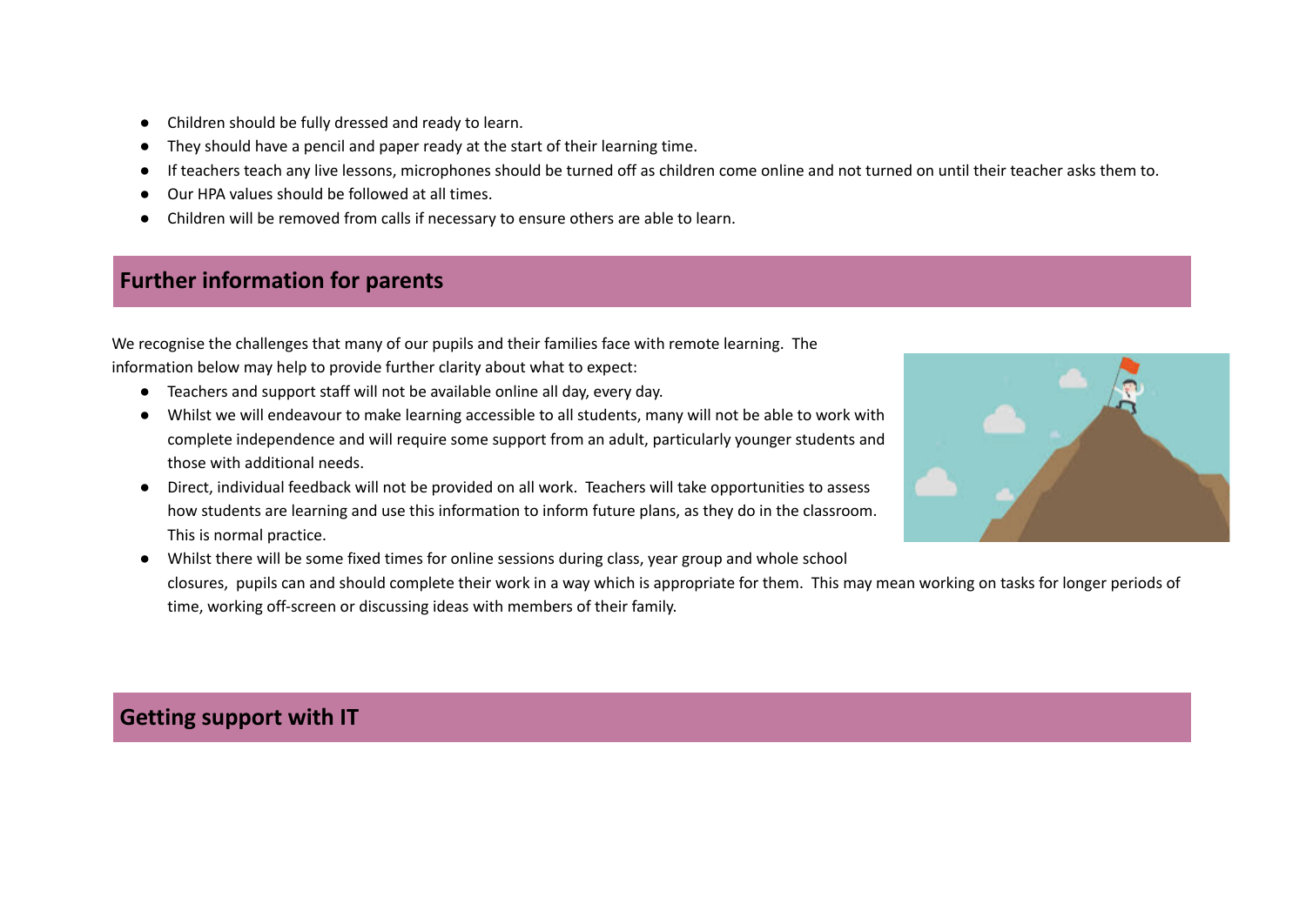- Children should be fully dressed and ready to learn.
- They should have a pencil and paper ready at the start of their learning time.
- If teachers teach any live lessons, microphones should be turned off as children come online and not turned on until their teacher asks them to.
- Our HPA values should be followed at all times.
- Children will be removed from calls if necessary to ensure others are able to learn.

## Further information for parents

We recognise the challenges that many of our pupils and their families face with remote learning. The information below may help to provide further clarity about what to expect:

- Teachers and support staff will not be available online all day, every day.
- Whilst we will endeavour to make learning accessible to all students, many will not be able to work with complete independence and will require some support from an adult, particularly younger students and those with additional needs.
- Direct, individual feedback will not be provided on all work. Teachers will take opportunities to assess how students are learning and use this information to inform future plans, as they do in the classroom. This is normal practice.
- Whilst there will be some fixed times for online sessions during class, year group and whole school closures, pupils can and should complete their work in a way which is appropriate for them. This may mean working on tasks for longer periods of time, working off-screen or discussing ideas with members of their family.

## Getting support with IT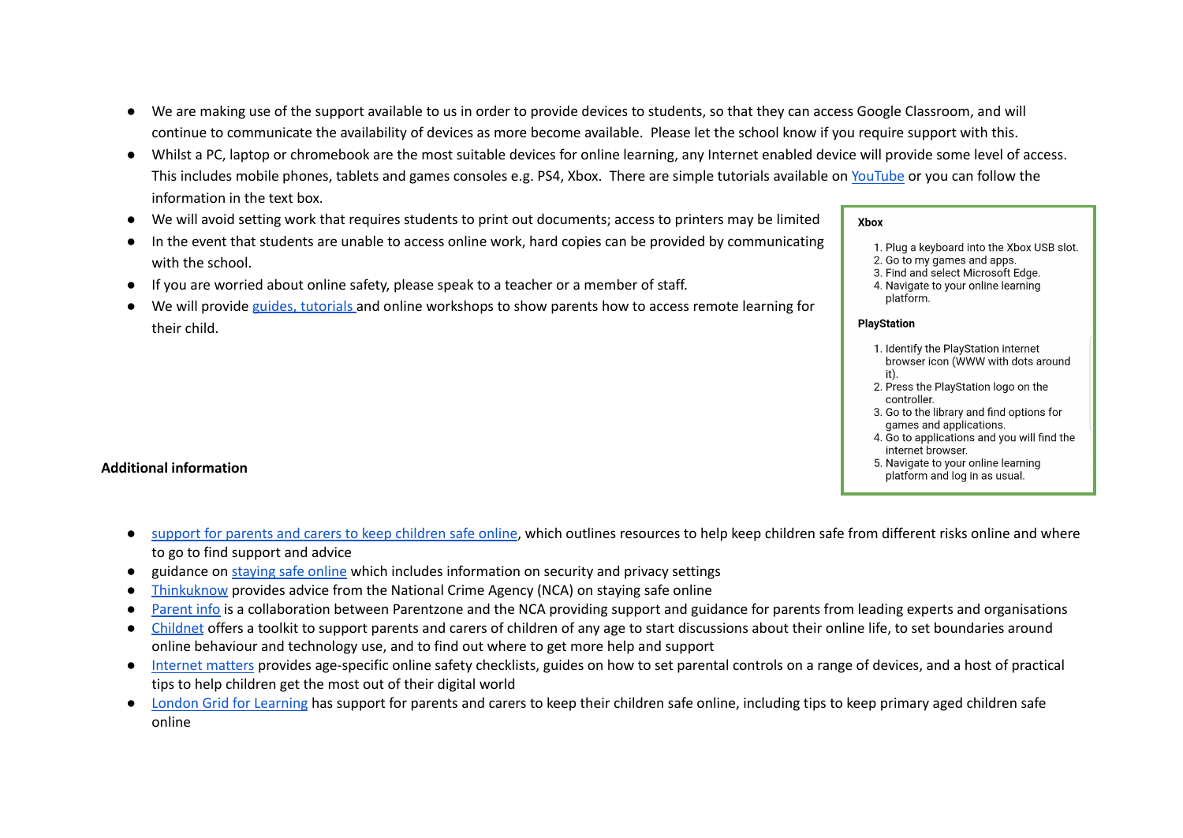- We are making use of the support available to us in order to provide devices to students, so that they can access Google Classroom, and will continue to communicate the availability of devices as more become available. Please let the school know if you require support with this.
- Whilst a PC, laptop or chromebook are the most suitable devices for online learning, any Internet enabled device will provide some level of access. This includes mobile phones, tablets and games consoles e.g. PS4, Xbox. There are simple tutorials available on YouTube or you can follow the information in the text box.
- We will avoid setting work that requires students to print out documents; access to printers may be limited
- In the event that students are unable to access online work, hard copies can be provided by communicating with the school.
- If you are worried about online safety, please speak to a teacher or a member of staff.
- We will provide guides, tutorials and online workshops to show parents how to access remote learning for their child.

**Xbox**

1. Plug a keyboard into the Xbox USB slot.
2. Go to my games and apps.
3. Find and select Microsoft Edge.
4. Navigate to your online learning platform.

**PlayStation**

1. Identify the PlayStation internet browser icon (WWW with dots around it).
2. Press the PlayStation logo on the controller.
3. Go to the library and find options for games and applications.
4. Go to applications and you will find the internet browser.
5. Navigate to your online learning platform and log in as usual.

**Additional information**

- support for parents and carers to keep children safe online, which outlines resources to help keep children safe from different risks online and where to go to find support and advice
- guidance on staying safe online which includes information on security and privacy settings
- Thinkuknow provides advice from the National Crime Agency (NCA) on staying safe online
- Parent info is a collaboration between Parentzone and the NCA providing support and guidance for parents from leading experts and organisations
- Childnet offers a toolkit to support parents and carers of children of any age to start discussions about their online life, to set boundaries around online behaviour and technology use, and to find out where to get more help and support
- Internet matters provides age-specific online safety checklists, guides on how to set parental controls on a range of devices, and a host of practical tips to help children get the most out of their digital world
- London Grid for Learning has support for parents and carers to keep their children safe online, including tips to keep primary aged children safe online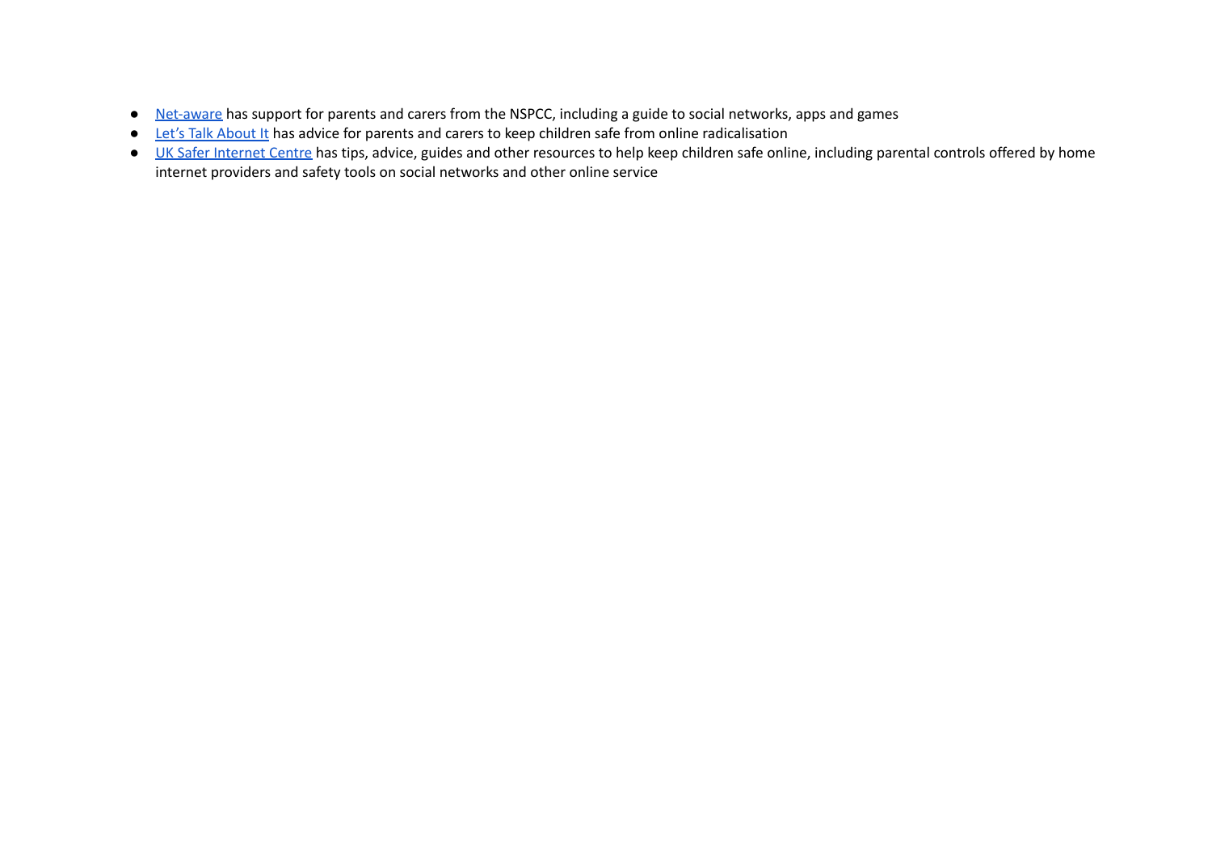- Net-aware has support for parents and carers from the NSPCC, including a guide to social networks, apps and games
- Let's Talk About It has advice for parents and carers to keep children safe from online radicalisation
- UK Safer Internet Centre has tips, advice, guides and other resources to help keep children safe online, including parental controls offered by home internet providers and safety tools on social networks and other online service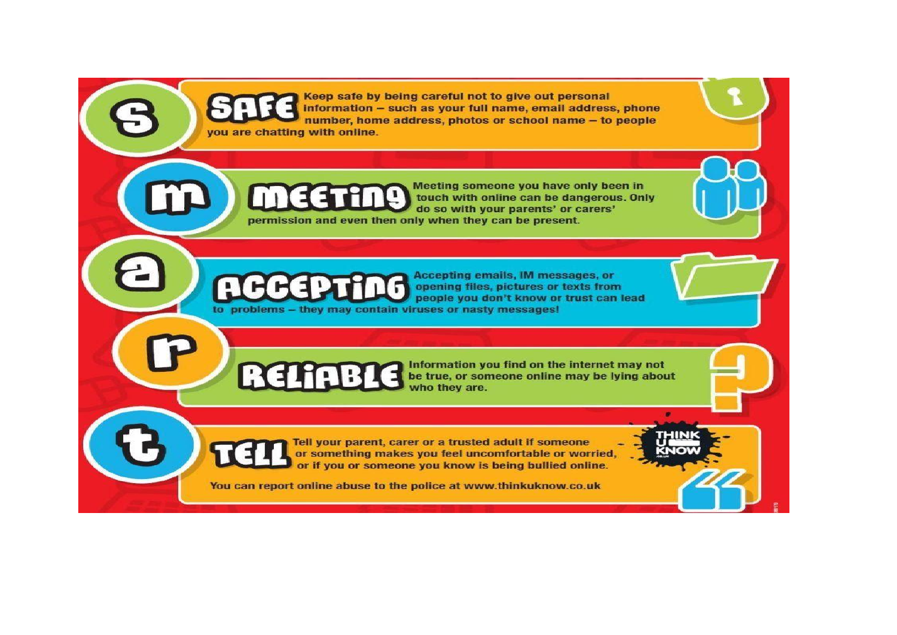**S** **SAFE** Keep safe by being careful not to give out personal information – such as your full name, email address, phone number, home address, photos or school name – to people you are chatting with online.

**M** **MEETING** Meeting someone you have only been in touch with online can be dangerous. Only do so with your parents' or carers' permission and even then only when they can be present.

**A** **ACCEPTING** Accepting emails, IM messages, or opening files, pictures or texts from people you don't know or trust can lead to problems – they may contain viruses or nasty messages!

**R** **RELIABLE** Information you find on the internet may not be true, or someone online may be lying about who they are.

**T** **TELL** Tell your parent, carer or a trusted adult if someone or something makes you feel uncomfortable or worried, or if you or someone you know is being bullied online.

You can report online abuse to the police at www.thinkuknow.co.uk

THINK U KNOW